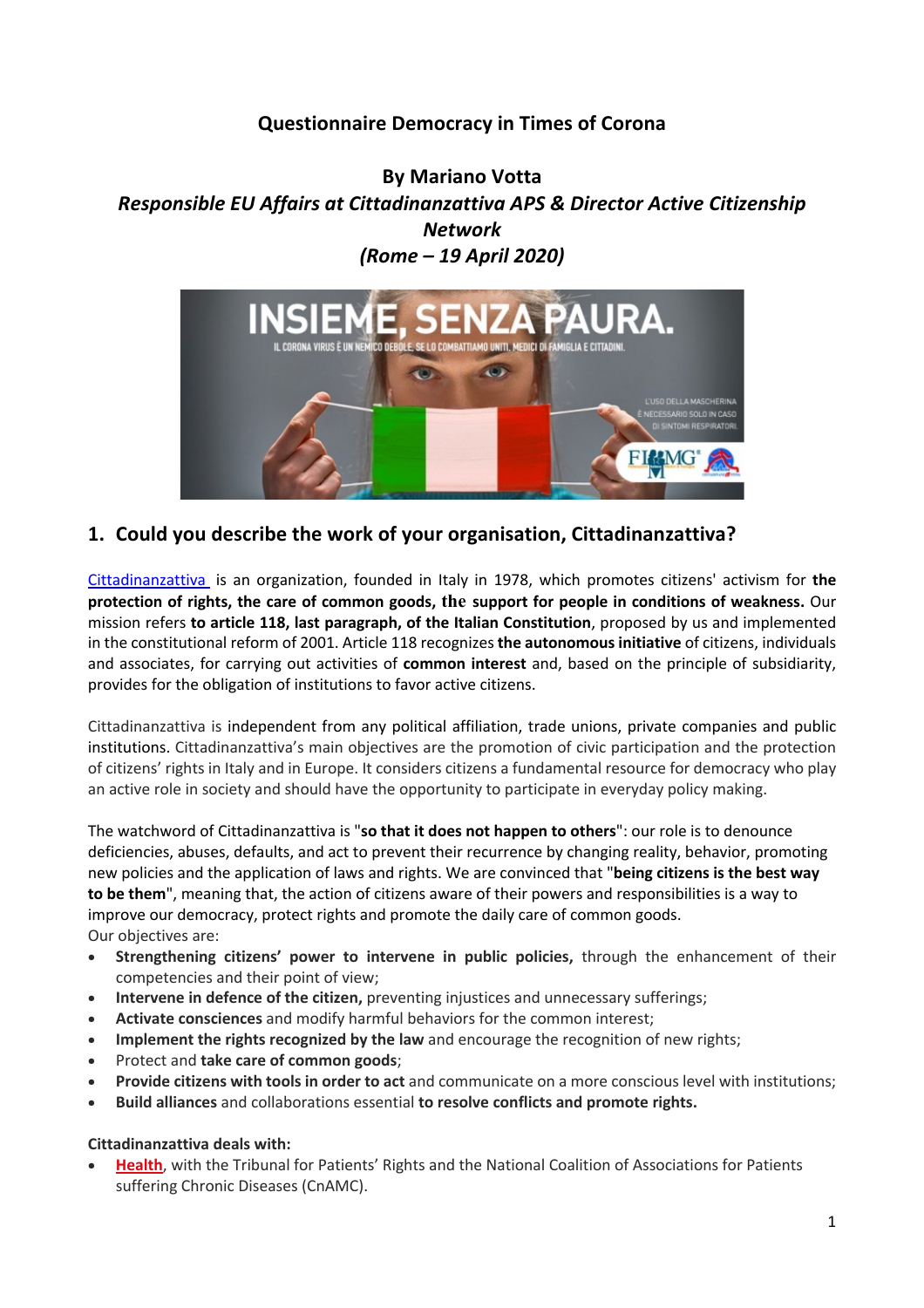**Questionnaire Democracy in Times of Corona**

**By Mariano Votta**

***Responsible EU Affairs at Cittadinanzattiva APS & Director Active Citizenship Network***

***(Rome – 19 April 2020)***

## 1. Could you describe the work of your organisation, Cittadinanzattiva?

Cittadinanzattiva is an organization, founded in Italy in 1978, which promotes citizens' activism for **the protection of rights, the care of common goods, the support for people in conditions of weakness.** Our mission refers **to article 118, last paragraph, of the Italian Constitution**, proposed by us and implemented in the constitutional reform of 2001. Article 118 recognizes **the autonomous initiative** of citizens, individuals and associates, for carrying out activities of **common interest** and, based on the principle of subsidiarity, provides for the obligation of institutions to favor active citizens.

Cittadinanzattiva is independent from any political affiliation, trade unions, private companies and public institutions. Cittadinanzattiva's main objectives are the promotion of civic participation and the protection of citizens' rights in Italy and in Europe. It considers citizens a fundamental resource for democracy who play an active role in society and should have the opportunity to participate in everyday policy making.

The watchword of Cittadinanzattiva is "**so that it does not happen to others**": our role is to denounce deficiencies, abuses, defaults, and act to prevent their recurrence by changing reality, behavior, promoting new policies and the application of laws and rights. We are convinced that "**being citizens is the best way to be them**", meaning that, the action of citizens aware of their powers and responsibilities is a way to improve our democracy, protect rights and promote the daily care of common goods.

Our objectives are:

- **Strengthening citizens' power to intervene in public policies,** through the enhancement of their competencies and their point of view;
- **Intervene in defence of the citizen,** preventing injustices and unnecessary sufferings;
- **Activate consciences** and modify harmful behaviors for the common interest;
- **Implement the rights recognized by the law** and encourage the recognition of new rights;
- Protect and **take care of common goods**;
- **Provide citizens with tools in order to act** and communicate on a more conscious level with institutions;
- **Build alliances** and collaborations essential **to resolve conflicts and promote rights.**

**Cittadinanzattiva deals with:**

- **Health**, with the Tribunal for Patients' Rights and the National Coalition of Associations for Patients suffering Chronic Diseases (CnAMC).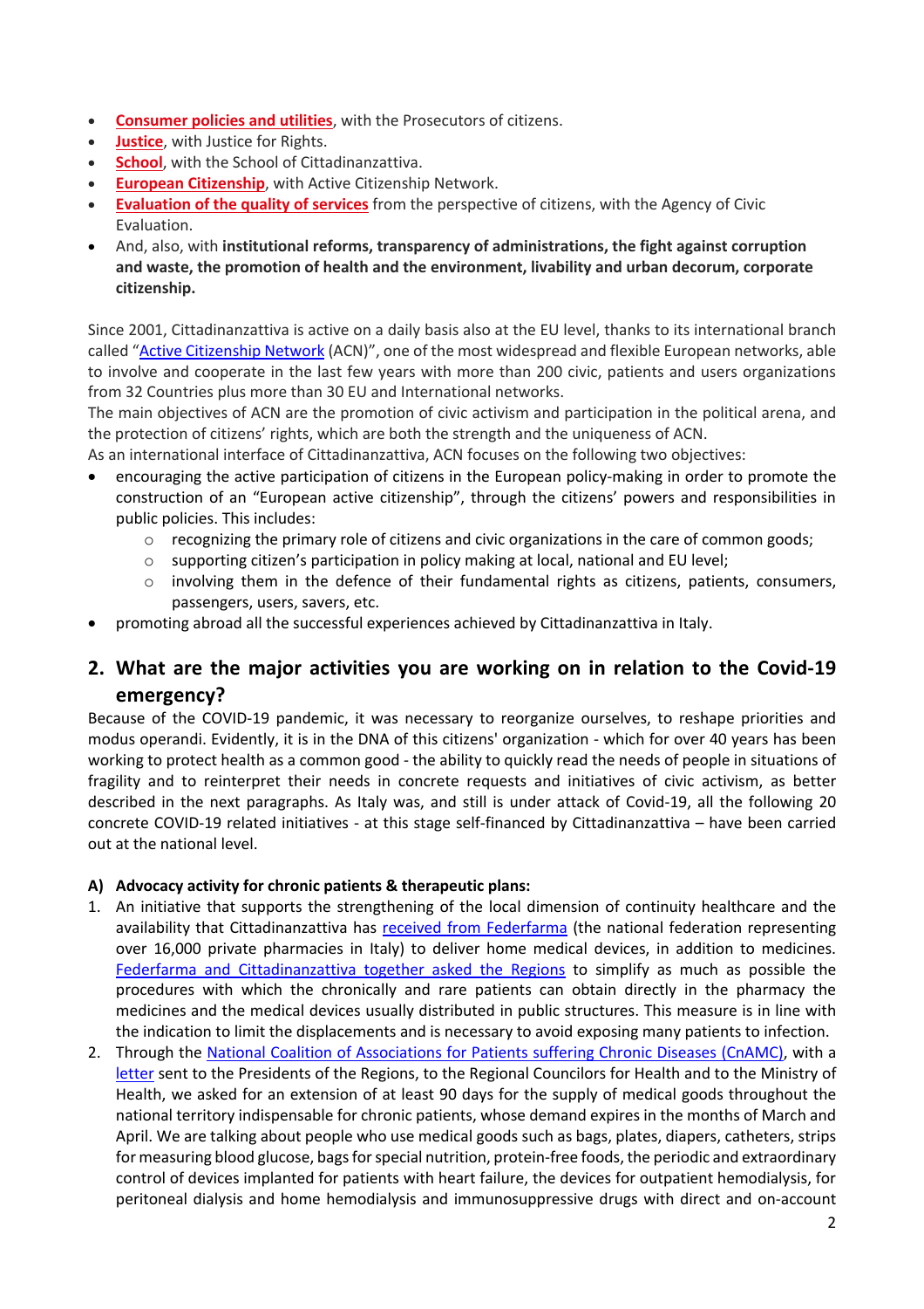- **Consumer policies and utilities**, with the Prosecutors of citizens.
- **Justice**, with Justice for Rights.
- **School**, with the School of Cittadinanzattiva.
- **European Citizenship**, with Active Citizenship Network.
- **Evaluation of the quality of services** from the perspective of citizens, with the Agency of Civic Evaluation.
- And, also, with **institutional reforms, transparency of administrations, the fight against corruption and waste, the promotion of health and the environment, livability and urban decorum, corporate citizenship.**

Since 2001, Cittadinanzattiva is active on a daily basis also at the EU level, thanks to its international branch called "Active Citizenship Network (ACN)", one of the most widespread and flexible European networks, able to involve and cooperate in the last few years with more than 200 civic, patients and users organizations from 32 Countries plus more than 30 EU and International networks.
The main objectives of ACN are the promotion of civic activism and participation in the political arena, and the protection of citizens' rights, which are both the strength and the uniqueness of ACN.
As an international interface of Cittadinanzattiva, ACN focuses on the following two objectives:

- encouraging the active participation of citizens in the European policy-making in order to promote the construction of an "European active citizenship", through the citizens' powers and responsibilities in public policies. This includes:
  - recognizing the primary role of citizens and civic organizations in the care of common goods;
  - supporting citizen's participation in policy making at local, national and EU level;
  - involving them in the defence of their fundamental rights as citizens, patients, consumers, passengers, users, savers, etc.
- promoting abroad all the successful experiences achieved by Cittadinanzattiva in Italy.

## 2. What are the major activities you are working on in relation to the Covid-19 emergency?

Because of the COVID-19 pandemic, it was necessary to reorganize ourselves, to reshape priorities and modus operandi. Evidently, it is in the DNA of this citizens' organization - which for over 40 years has been working to protect health as a common good - the ability to quickly read the needs of people in situations of fragility and to reinterpret their needs in concrete requests and initiatives of civic activism, as better described in the next paragraphs. As Italy was, and still is under attack of Covid-19, all the following 20 concrete COVID-19 related initiatives - at this stage self-financed by Cittadinanzattiva – have been carried out at the national level.

**A) Advocacy activity for chronic patients & therapeutic plans:**

1. An initiative that supports the strengthening of the local dimension of continuity healthcare and the availability that Cittadinanzattiva has received from Federfarma (the national federation representing over 16,000 private pharmacies in Italy) to deliver home medical devices, in addition to medicines. Federfarma and Cittadinanzattiva together asked the Regions to simplify as much as possible the procedures with which the chronically and rare patients can obtain directly in the pharmacy the medicines and the medical devices usually distributed in public structures. This measure is in line with the indication to limit the displacements and is necessary to avoid exposing many patients to infection.
2. Through the National Coalition of Associations for Patients suffering Chronic Diseases (CnAMC), with a letter sent to the Presidents of the Regions, to the Regional Councilors for Health and to the Ministry of Health, we asked for an extension of at least 90 days for the supply of medical goods throughout the national territory indispensable for chronic patients, whose demand expires in the months of March and April. We are talking about people who use medical goods such as bags, plates, diapers, catheters, strips for measuring blood glucose, bags for special nutrition, protein-free foods, the periodic and extraordinary control of devices implanted for patients with heart failure, the devices for outpatient hemodialysis, for peritoneal dialysis and home hemodialysis and immunosuppressive drugs with direct and on-account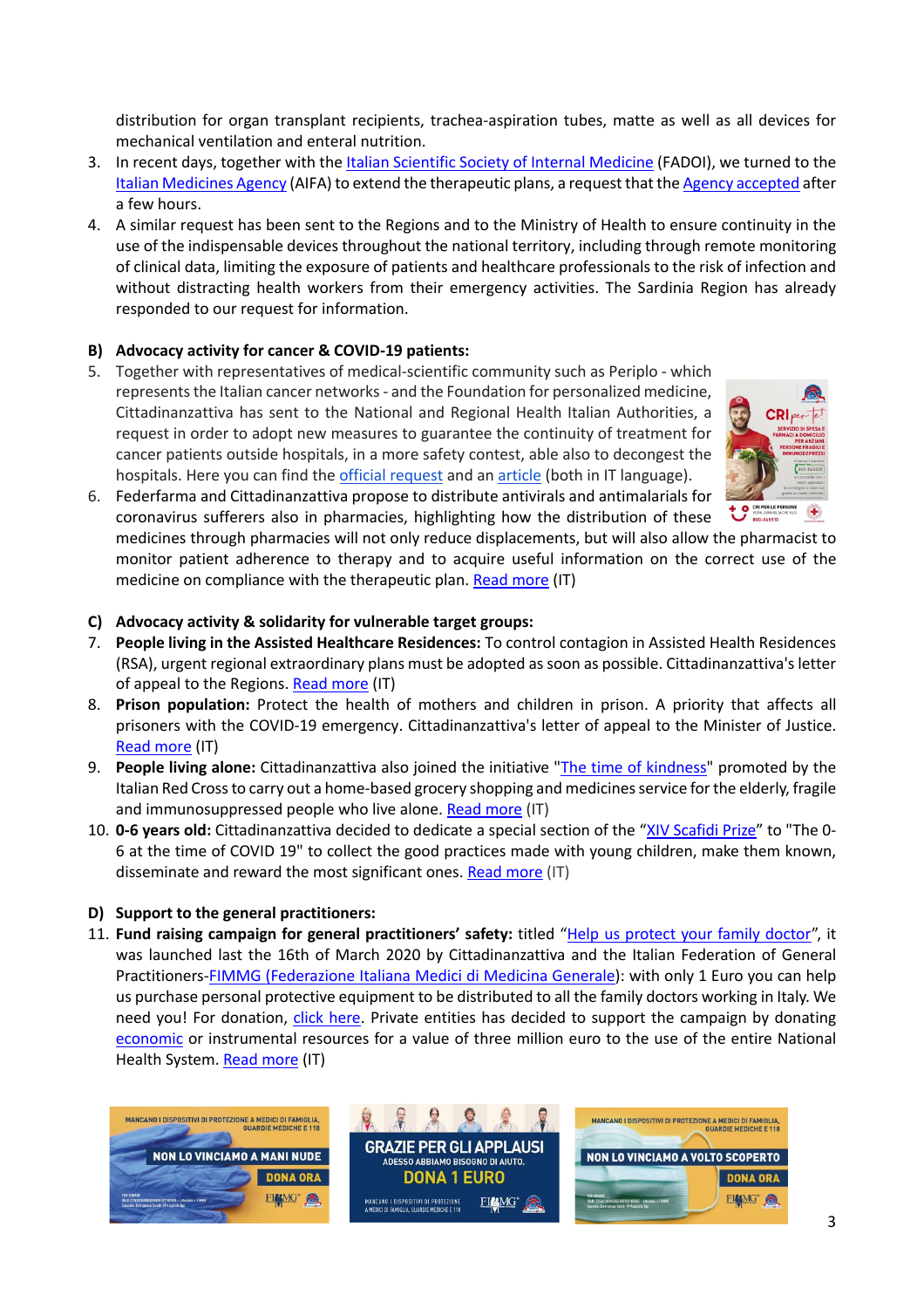distribution for organ transplant recipients, trachea-aspiration tubes, matte as well as all devices for mechanical ventilation and enteral nutrition.

3. In recent days, together with the Italian Scientific Society of Internal Medicine (FADOI), we turned to the Italian Medicines Agency (AIFA) to extend the therapeutic plans, a request that the Agency accepted after a few hours.
4. A similar request has been sent to the Regions and to the Ministry of Health to ensure continuity in the use of the indispensable devices throughout the national territory, including through remote monitoring of clinical data, limiting the exposure of patients and healthcare professionals to the risk of infection and without distracting health workers from their emergency activities. The Sardinia Region has already responded to our request for information.

**B) Advocacy activity for cancer & COVID-19 patients:**

5. Together with representatives of medical-scientific community such as Periplo - which represents the Italian cancer networks - and the Foundation for personalized medicine, Cittadinanzattiva has sent to the National and Regional Health Italian Authorities, a request in order to adopt new measures to guarantee the continuity of treatment for cancer patients outside hospitals, in a more safety contest, able also to decongest the hospitals. Here you can find the official request and an article (both in IT language).
6. Federfarma and Cittadinanzattiva propose to distribute antivirals and antimalarials for coronavirus sufferers also in pharmacies, highlighting how the distribution of these medicines through pharmacies will not only reduce displacements, but will also allow the pharmacist to monitor patient adherence to therapy and to acquire useful information on the correct use of the medicine on compliance with the therapeutic plan. Read more (IT)

**C) Advocacy activity & solidarity for vulnerable target groups:**

7. **People living in the Assisted Healthcare Residences:** To control contagion in Assisted Health Residences (RSA), urgent regional extraordinary plans must be adopted as soon as possible. Cittadinanzattiva's letter of appeal to the Regions. Read more (IT)
8. **Prison population:** Protect the health of mothers and children in prison. A priority that affects all prisoners with the COVID-19 emergency. Cittadinanzattiva's letter of appeal to the Minister of Justice. Read more (IT)
9. **People living alone:** Cittadinanzattiva also joined the initiative "The time of kindness" promoted by the Italian Red Cross to carry out a home-based grocery shopping and medicines service for the elderly, fragile and immunosuppressed people who live alone. Read more (IT)
10. **0-6 years old:** Cittadinanzattiva decided to dedicate a special section of the "XIV Scafidi Prize" to "The 0-6 at the time of COVID 19" to collect the good practices made with young children, make them known, disseminate and reward the most significant ones. Read more (IT)

**D) Support to the general practitioners:**

11. **Fund raising campaign for general practitioners' safety:** titled "Help us protect your family doctor", it was launched last the 16th of March 2020 by Cittadinanzattiva and the Italian Federation of General Practitioners-FIMMG (Federazione Italiana Medici di Medicina Generale): with only 1 Euro you can help us purchase personal protective equipment to be distributed to all the family doctors working in Italy. We need you! For donation, click here. Private entities has decided to support the campaign by donating economic or instrumental resources for a value of three million euro to the use of the entire National Health System. Read more (IT)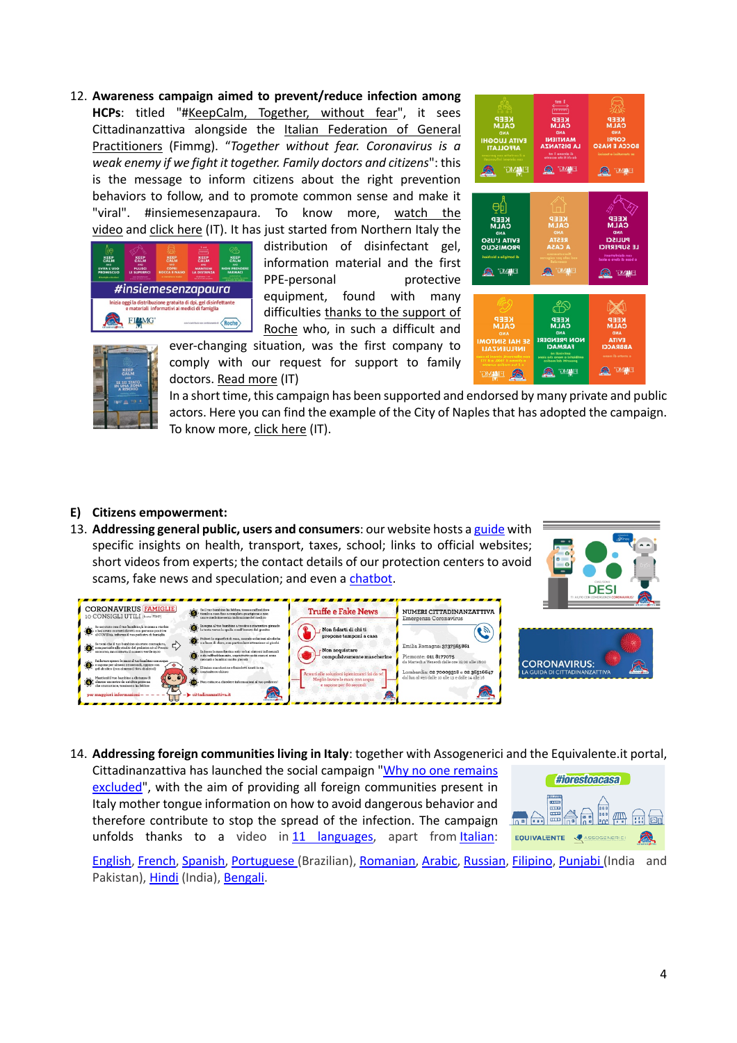12. **Awareness campaign aimed to prevent/reduce infection among HCPs**: titled "#KeepCalm, Together, without fear", it sees Cittadinanzattiva alongside the Italian Federation of General Practitioners (Fimmg). "*Together without fear. Coronavirus is a weak enemy if we fight it together. Family doctors and citizens*": this is the message to inform citizens about the right prevention behaviors to follow, and to promote common sense and make it "viral". #insiemesenzapaura. To know more, watch the video and click here (IT). It has just started from Northern Italy the distribution of disinfectant gel, information material and the first PPE-personal protective equipment, found with many difficulties thanks to the support of Roche who, in such a difficult and ever-changing situation, was the first company to comply with our request for support to family doctors. Read more (IT)

    In a short time, this campaign has been supported and endorsed by many private and public actors. Here you can find the example of the City of Naples that has adopted the campaign. To know more, click here (IT).

**E) Citizens empowerment:**

13. **Addressing general public, users and consumers**: our website hosts a guide with specific insights on health, transport, taxes, school; links to official websites; short videos from experts; the contact details of our protection centers to avoid scams, fake news and speculation; and even a chatbot.

14. **Addressing foreign communities living in Italy**: together with Assogenerici and the Equivalente.it portal, Cittadinanzattiva has launched the social campaign "Why no one remains excluded", with the aim of providing all foreign communities present in Italy mother tongue information on how to avoid dangerous behavior and therefore contribute to stop the spread of the infection. The campaign unfolds thanks to a video in 11 languages, apart from Italian: English, French, Spanish, Portuguese (Brazilian), Romanian, Arabic, Russian, Filipino, Punjabi (India and Pakistan), Hindi (India), Bengali.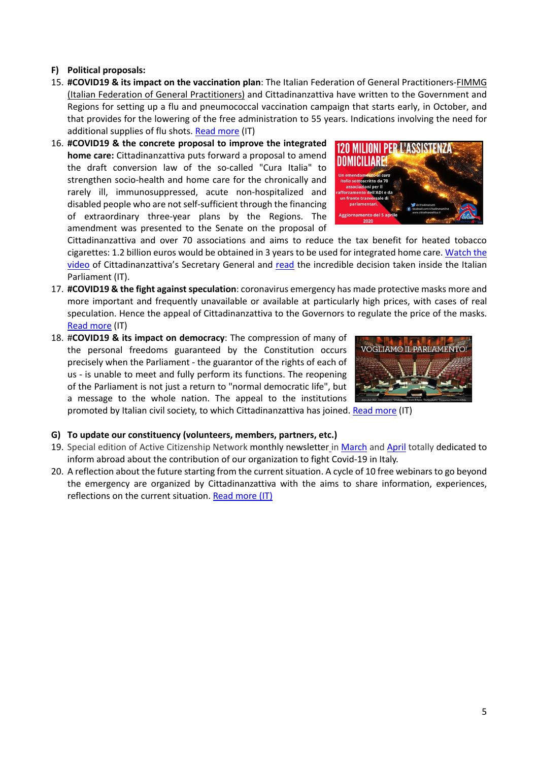**F) Political proposals:**

15. **#COVID19 & its impact on the vaccination plan**: The Italian Federation of General Practitioners-FIMMG (Italian Federation of General Practitioners) and Cittadinanzattiva have written to the Government and Regions for setting up a flu and pneumococcal vaccination campaign that starts early, in October, and that provides for the lowering of the free administration to 55 years. Indications involving the need for additional supplies of flu shots. Read more (IT)
16. **#COVID19 & the concrete proposal to improve the integrated home care:** Cittadinanzattiva puts forward a proposal to amend the draft conversion law of the so-called "Cura Italia" to strengthen socio-health and home care for the chronically and rarely ill, immunosuppressed, acute non-hospitalized and disabled people who are not self-sufficient through the financing of extraordinary three-year plans by the Regions. The amendment was presented to the Senate on the proposal of Cittadinanzattiva and over 70 associations and aims to reduce the tax benefit for heated tobacco cigarettes: 1.2 billion euros would be obtained in 3 years to be used for integrated home care. Watch the video of Cittadinanzattiva's Secretary General and read the incredible decision taken inside the Italian Parliament (IT).
17. **#COVID19 & the fight against speculation**: coronavirus emergency has made protective masks more and more important and frequently unavailable or available at particularly high prices, with cases of real speculation. Hence the appeal of Cittadinanzattiva to the Governors to regulate the price of the masks. Read more (IT)
18. #**COVID19 & its impact on democracy**: The compression of many of the personal freedoms guaranteed by the Constitution occurs precisely when the Parliament - the guarantor of the rights of each of us - is unable to meet and fully perform its functions. The reopening of the Parliament is not just a return to "normal democratic life", but a message to the whole nation. The appeal to the institutions promoted by Italian civil society, to which Cittadinanzattiva has joined. Read more (IT)

**G) To update our constituency (volunteers, members, partners, etc.)**

19. Special edition of Active Citizenship Network monthly newsletter in March and April totally dedicated to inform abroad about the contribution of our organization to fight Covid-19 in Italy.
20. A reflection about the future starting from the current situation. A cycle of 10 free webinars to go beyond the emergency are organized by Cittadinanzattiva with the aims to share information, experiences, reflections on the current situation. Read more (IT)